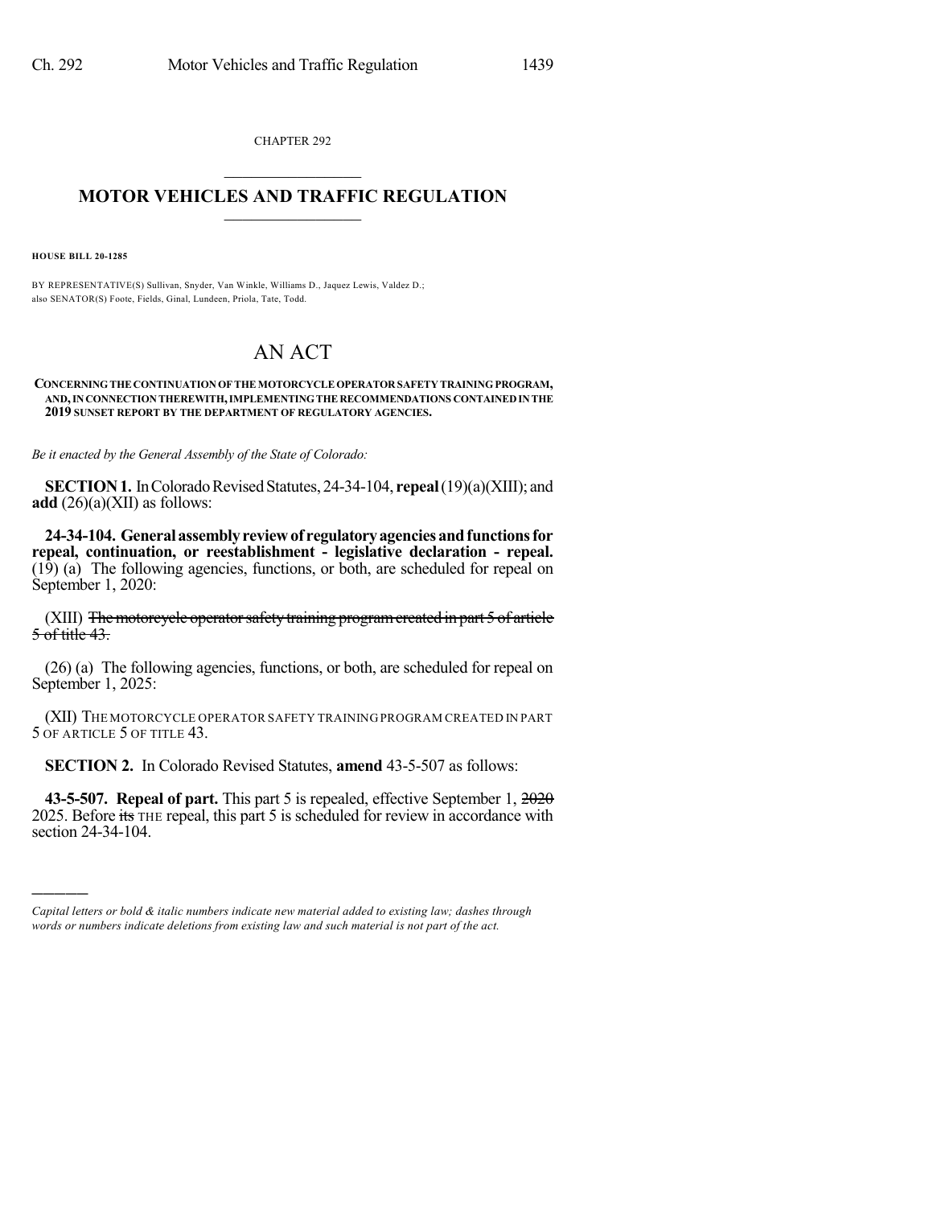CHAPTER 292

# MOTOR VEHICLES AND TRAFFIC REGULATION

**HOUSE BILL 20-1285**

BY REPRESENTATIVE(S) Sullivan, Snyder, Van Winkle, Williams D., Jaquez Lewis, Valdez D.; also SENATOR(S) Foote, Fields, Ginal, Lundeen, Priola, Tate, Todd.

# AN ACT

**CONCERNING THE CONTINUATION OF THE MOTORCYCLE OPERATOR SAFETY TRAINING PROGRAM, AND, IN CONNECTION THEREWITH, IMPLEMENTING THE RECOMMENDATIONS CONTAINED IN THE 2019 SUNSET REPORT BY THE DEPARTMENT OF REGULATORY AGENCIES.**

*Be it enacted by the General Assembly of the State of Colorado:*

**SECTION 1.** In Colorado Revised Statutes, 24-34-104, **repeal** (19)(a)(XIII); and **add** (26)(a)(XII) as follows:

**24-34-104. General assembly review of regulatory agencies and functions for repeal, continuation, or reestablishment - legislative declaration - repeal.** (19) (a) The following agencies, functions, or both, are scheduled for repeal on September 1, 2020:

(XIII) ~~The motorcycle operator safety training program created in part 5 of article 5 of title 43.~~

(26) (a) The following agencies, functions, or both, are scheduled for repeal on September 1, 2025:

(XII) THE MOTORCYCLE OPERATOR SAFETY TRAINING PROGRAM CREATED IN PART 5 OF ARTICLE 5 OF TITLE 43.

**SECTION 2.** In Colorado Revised Statutes, **amend** 43-5-507 as follows:

**43-5-507. Repeal of part.** This part 5 is repealed, effective September 1, ~~2020~~ 2025. Before ~~its~~ THE repeal, this part 5 is scheduled for review in accordance with section 24-34-104.

---

*Capital letters or bold & italic numbers indicate new material added to existing law; dashes through words or numbers indicate deletions from existing law and such material is not part of the act.*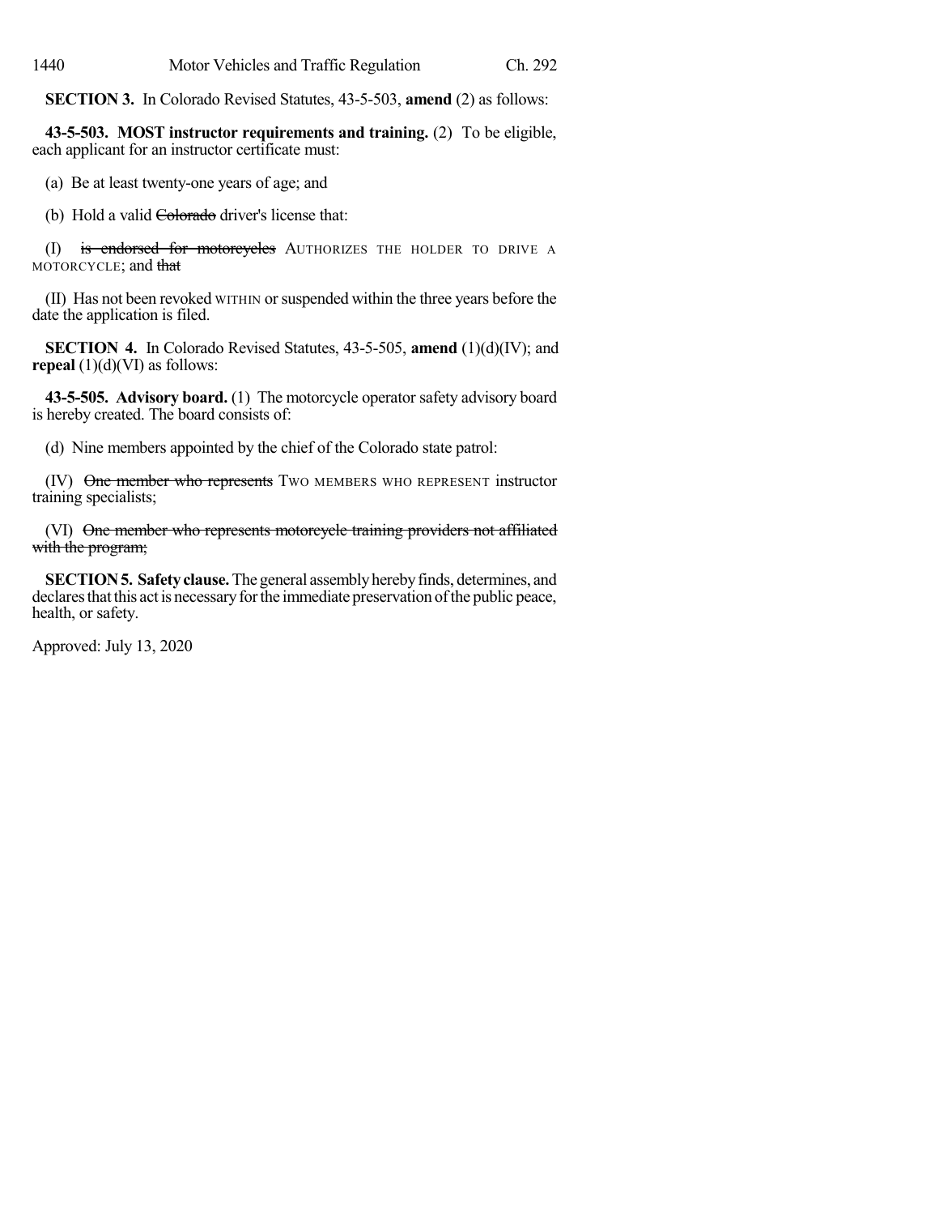**SECTION 3.** In Colorado Revised Statutes, 43-5-503, **amend** (2) as follows:

**43-5-503. MOST instructor requirements and training.** (2) To be eligible, each applicant for an instructor certificate must:

(a) Be at least twenty-one years of age; and

(b) Hold a valid ~~Colorado~~ driver's license that:

(I) ~~is endorsed for motorcycles~~ AUTHORIZES THE HOLDER TO DRIVE A MOTORCYCLE; and ~~that~~

(II) Has not been revoked WITHIN or suspended within the three years before the date the application is filed.

**SECTION 4.** In Colorado Revised Statutes, 43-5-505, **amend** (1)(d)(IV); and **repeal** (1)(d)(VI) as follows:

**43-5-505. Advisory board.** (1) The motorcycle operator safety advisory board is hereby created. The board consists of:

(d) Nine members appointed by the chief of the Colorado state patrol:

(IV) ~~One member who represents~~ TWO MEMBERS WHO REPRESENT instructor training specialists;

(VI) ~~One member who represents motorcycle training providers not affiliated with the program;~~

**SECTION 5. Safety clause.** The general assembly hereby finds, determines, and declares that this act is necessary for the immediate preservation of the public peace, health, or safety.

Approved: July 13, 2020